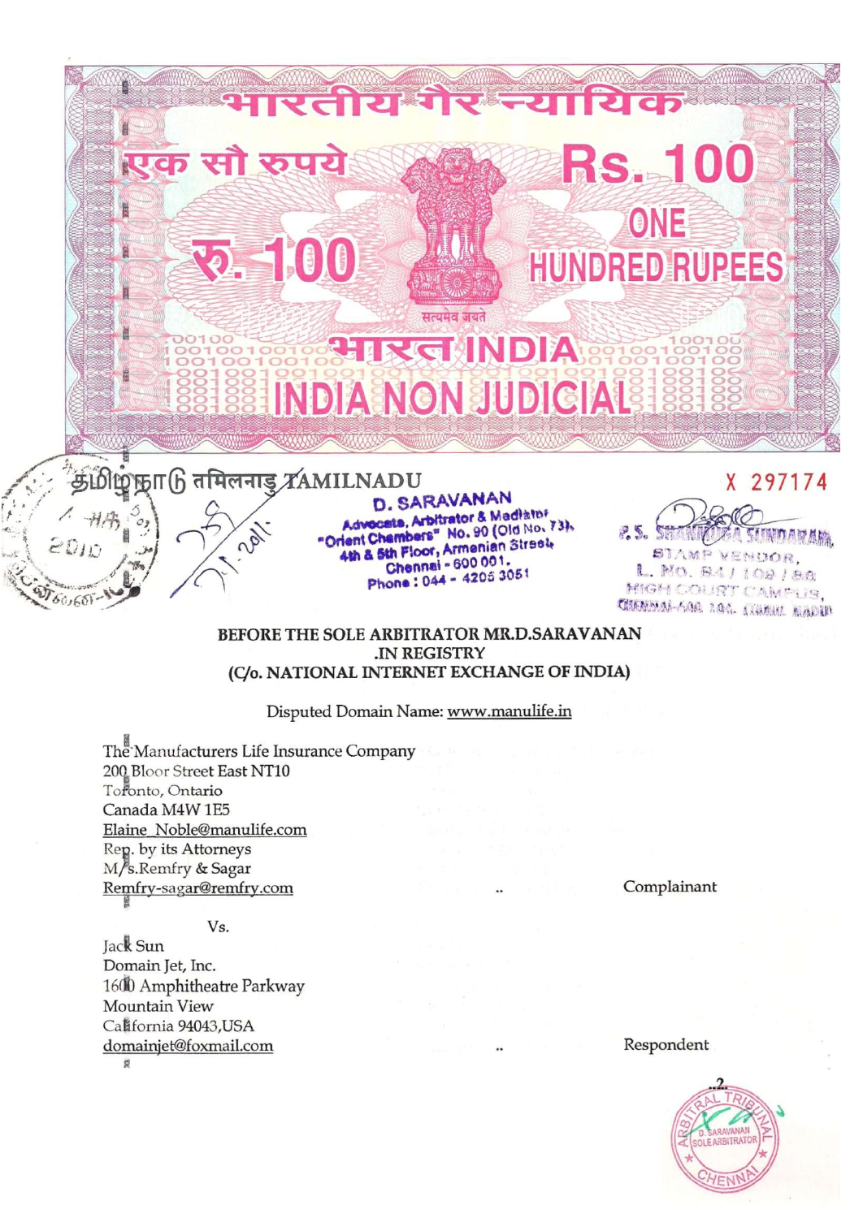भारतीय गैर न्यायिक

एक सौ रुपये Rs. 100

रु. 100 ONE HUNDRED RUPEES

सत्यमेव जयते

भारत INDIA

INDIA NON JUDICIAL

தமிழ்நாடு तमिलनाडु TAMILNADU

X 297174

D. SARAVANAN
Advocate, Arbitrator & Mediator
"Orient Chambers" No. 90 (Old No. 73),
4th & 5th Floor, Armenian Street,
Chennai - 600 001.
Phone : 044 - 4205 3051

S. SHANMUGA SUNDARAM,
STAMP VENDOR,
L. No. B4 / 109 / 88
HIGH COURT CAMPUS,
CHENNAI-600 104. TAMIL NADU

**BEFORE THE SOLE ARBITRATOR MR.D.SARAVANAN**
**.IN REGISTRY**
**(C/o. NATIONAL INTERNET EXCHANGE OF INDIA)**

Disputed Domain Name: www.manulife.in

The Manufacturers Life Insurance Company
200 Bloor Street East NT10
Toronto, Ontario
Canada M4W 1E5
Elaine_Noble@manulife.com
Rep. by its Attorneys
M/s.Remfry & Sagar
Remfry-sagar@remfry.com .. Complainant

Vs.

Jack Sun
Domain Jet, Inc.
1600 Amphitheatre Parkway
Mountain View
California 94043,USA
domainjet@foxmail.com .. Respondent

..2..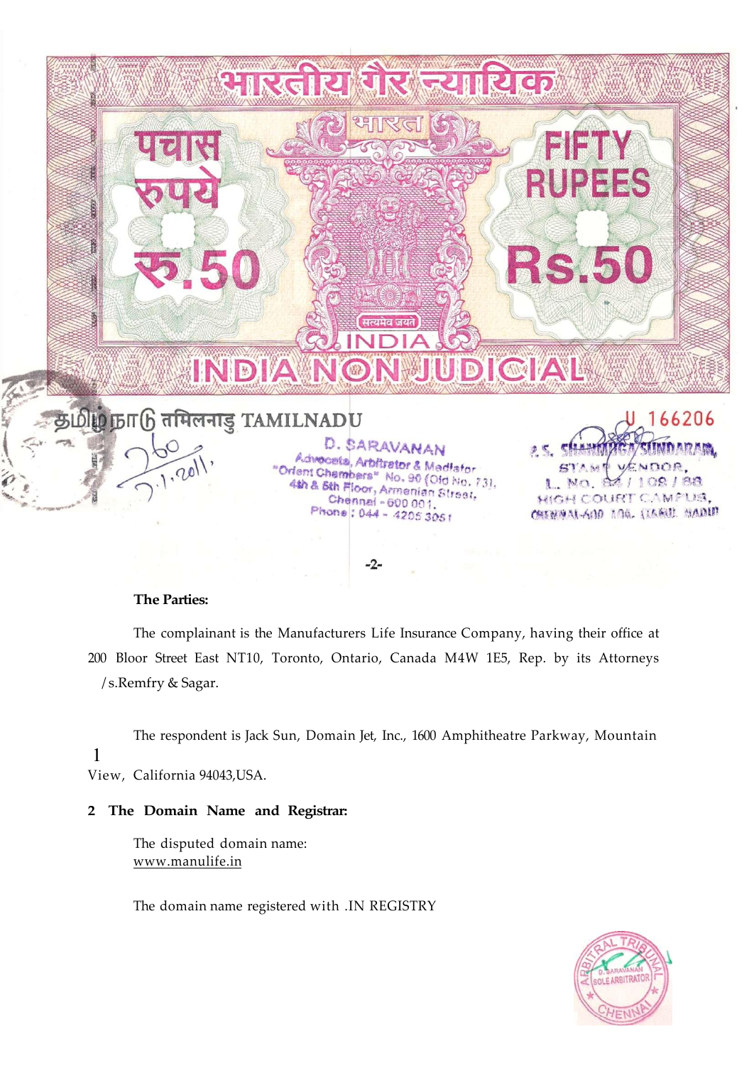भारतीय गैर न्यायिक

भारत

पचास रुपये रु.50

FIFTY RUPEES Rs.50

सत्यमेव जयते

INDIA

INDIA NON JUDICIAL

தமிழ்நாடு तमिलनाडु TAMILNADU

U 166206

D. SARAVANAN
Advocate, Arbitrator & Mediator
"Orient Chambers" No. 90 (Old No. 73),
4th & 5th Floor, Armenian Street,
Chennai - 600 001.
Phone : 044 - 4205 3051

R.S. SHANMUGA SUNDARAM,
STAMP VENDOR,
L. No. 84 / 109 / 88
HIGH COURT CAMPUS,
CHENNAI-600 104. (TAMIL NADU)

**The Parties:**

The complainant is the Manufacturers Life Insurance Company, having their office at 200 Bloor Street East NT10, Toronto, Ontario, Canada M4W 1E5, Rep. by its Attorneys /s.Remfry & Sagar.

1. The respondent is Jack Sun, Domain Jet, Inc., 1600 Amphitheatre Parkway, Mountain View, California 94043,USA.

**2 The Domain Name and Registrar:**

The disputed domain name:
www.manulife.in

The domain name registered with .IN REGISTRY

ARBITRAL TRIBUNAL
D. SARAVANAN
SOLE ARBITRATOR
CHENNAI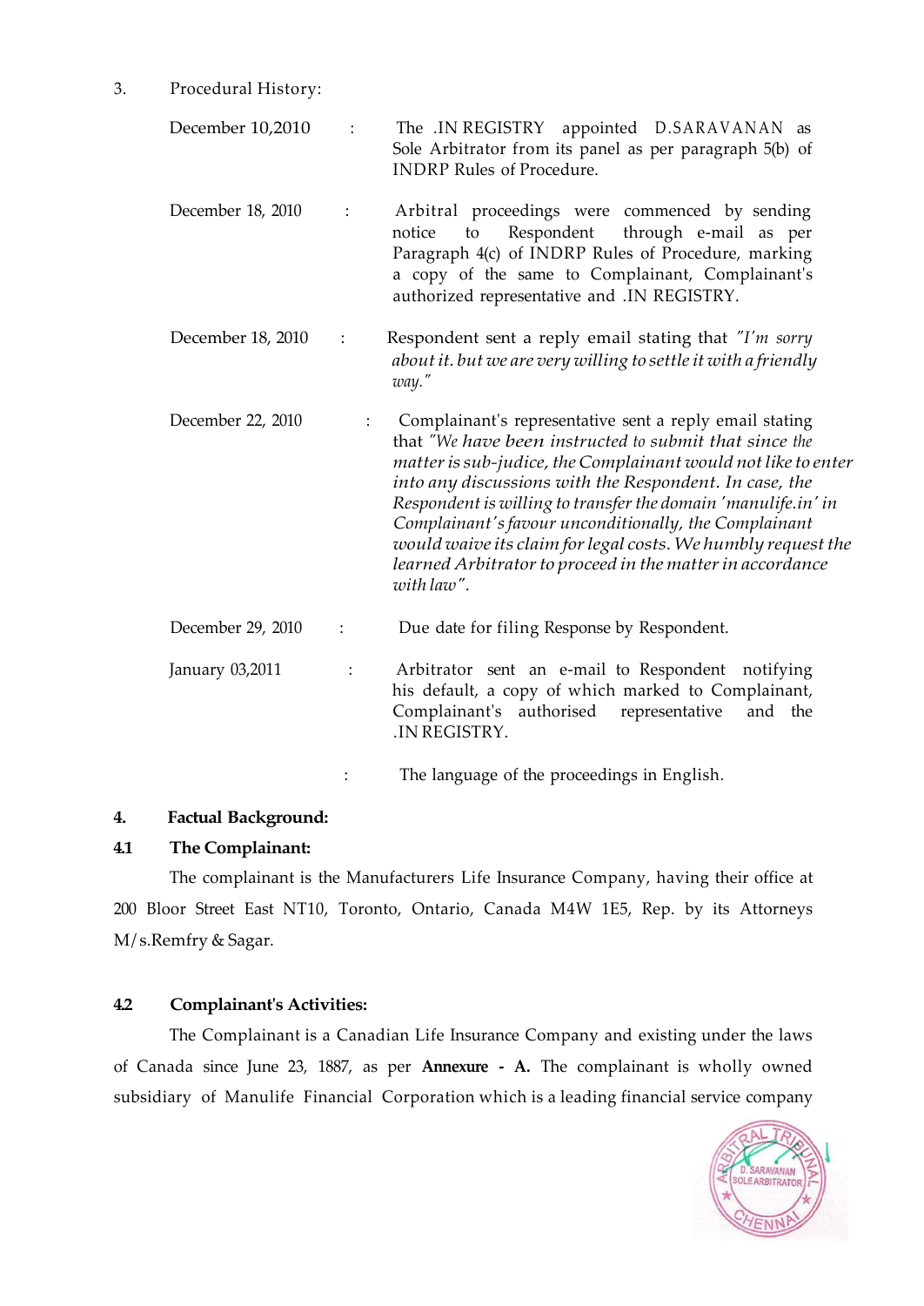3. Procedural History:

| | | |
|---|---|---|
| December 10,2010 | : | The .IN REGISTRY appointed D.SARAVANAN as Sole Arbitrator from its panel as per paragraph 5(b) of INDRP Rules of Procedure. |
| December 18, 2010 | : | Arbitral proceedings were commenced by sending notice to Respondent through e-mail as per Paragraph 4(c) of INDRP Rules of Procedure, marking a copy of the same to Complainant, Complainant's authorized representative and .IN REGISTRY. |
| December 18, 2010 | : | Respondent sent a reply email stating that *"I'm sorry about it. but we are very willing to settle it with a friendly way."* |
| December 22, 2010 | : | Complainant's representative sent a reply email stating that *"We have been instructed to submit that since the matter is sub-judice, the Complainant would not like to enter into any discussions with the Respondent. In case, the Respondent is willing to transfer the domain 'manulife.in' in Complainant's favour unconditionally, the Complainant would waive its claim for legal costs. We humbly request the learned Arbitrator to proceed in the matter in accordance with law"*. |
| December 29, 2010 | : | Due date for filing Response by Respondent. |
| January 03,2011 | : | Arbitrator sent an e-mail to Respondent notifying his default, a copy of which marked to Complainant, Complainant's authorised representative and the .IN REGISTRY. |
| | : | The language of the proceedings in English. |

**4. Factual Background:**

**4.1 The Complainant:**

The complainant is the Manufacturers Life Insurance Company, having their office at 200 Bloor Street East NT10, Toronto, Ontario, Canada M4W 1E5, Rep. by its Attorneys M/s.Remfry & Sagar.

**4.2 Complainant's Activities:**

The Complainant is a Canadian Life Insurance Company and existing under the laws of Canada since June 23, 1887, as per **Annexure - A.** The complainant is wholly owned subsidiary of Manulife Financial Corporation which is a leading financial service company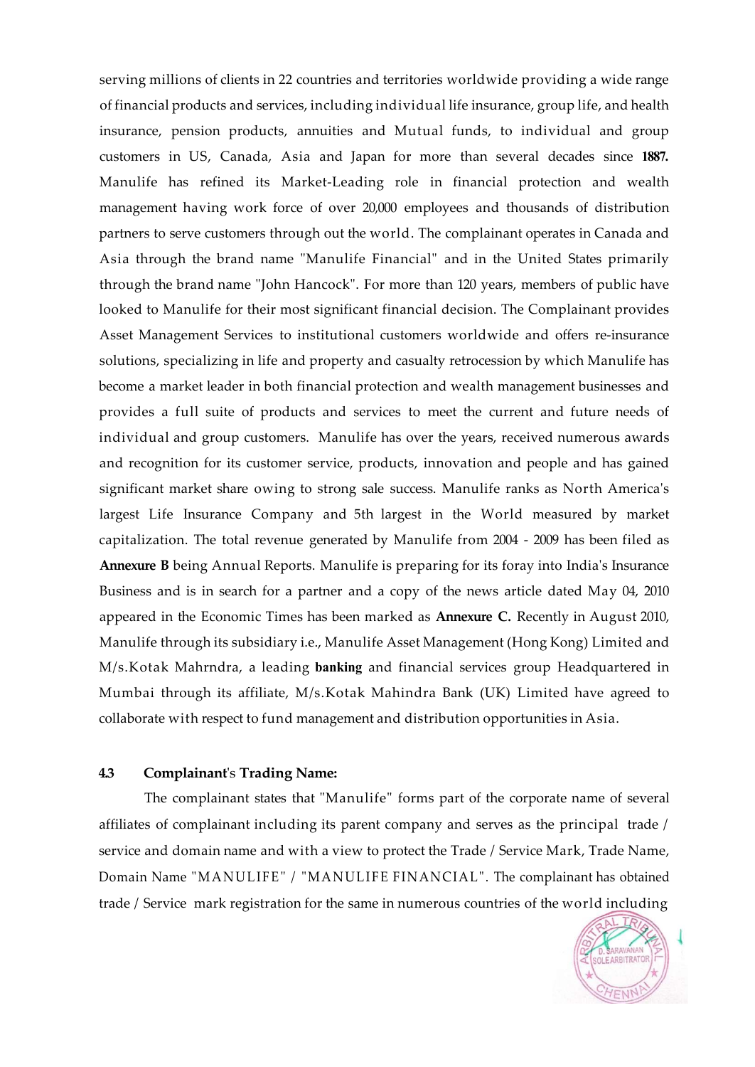serving millions of clients in 22 countries and territories worldwide providing a wide range of financial products and services, including individual life insurance, group life, and health insurance, pension products, annuities and Mutual funds, to individual and group customers in US, Canada, Asia and Japan for more than several decades since **1887.** Manulife has refined its Market-Leading role in financial protection and wealth management having work force of over 20,000 employees and thousands of distribution partners to serve customers through out the world. The complainant operates in Canada and Asia through the brand name "Manulife Financial" and in the United States primarily through the brand name "John Hancock". For more than 120 years, members of public have looked to Manulife for their most significant financial decision. The Complainant provides Asset Management Services to institutional customers worldwide and offers re-insurance solutions, specializing in life and property and casualty retrocession by which Manulife has become a market leader in both financial protection and wealth management businesses and provides a full suite of products and services to meet the current and future needs of individual and group customers. Manulife has over the years, received numerous awards and recognition for its customer service, products, innovation and people and has gained significant market share owing to strong sale success. Manulife ranks as North America's largest Life Insurance Company and 5th largest in the World measured by market capitalization. The total revenue generated by Manulife from 2004 - 2009 has been filed as **Annexure B** being Annual Reports. Manulife is preparing for its foray into India's Insurance Business and is in search for a partner and a copy of the news article dated May 04, 2010 appeared in the Economic Times has been marked as **Annexure C.** Recently in August 2010, Manulife through its subsidiary i.e., Manulife Asset Management (Hong Kong) Limited and M/s.Kotak Mahrndra, a leading **banking** and financial services group Headquartered in Mumbai through its affiliate, M/s.Kotak Mahindra Bank (UK) Limited have agreed to collaborate with respect to fund management and distribution opportunities in Asia.

**4.3 Complainant's Trading Name:**

The complainant states that "Manulife" forms part of the corporate name of several affiliates of complainant including its parent company and serves as the principal trade / service and domain name and with a view to protect the Trade / Service Mark, Trade Name, Domain Name "MANULIFE" / "MANULIFE FINANCIAL". The complainant has obtained trade / Service mark registration for the same in numerous countries of the world including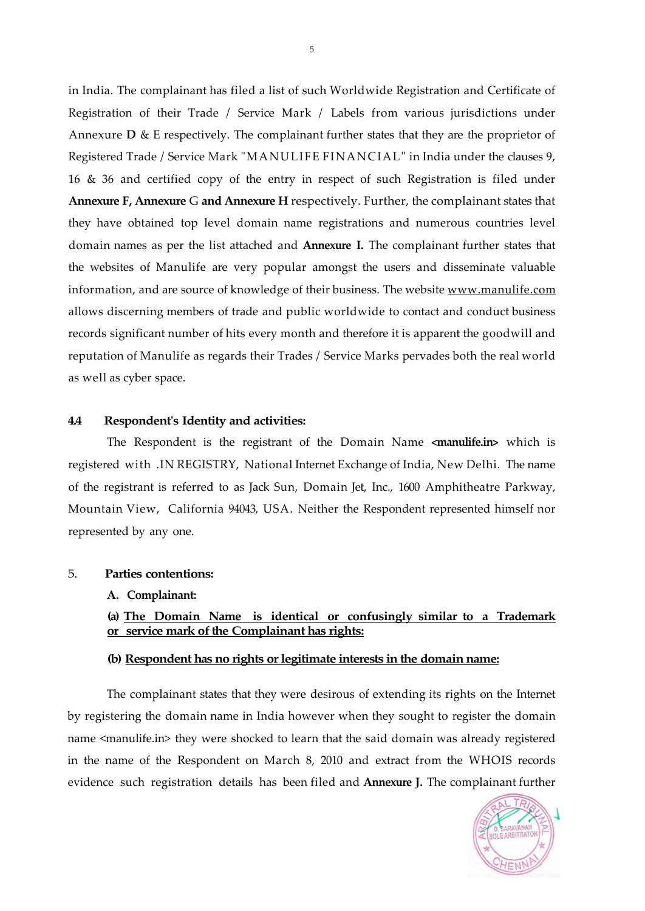in India. The complainant has filed a list of such Worldwide Registration and Certificate of Registration of their Trade / Service Mark / Labels from various jurisdictions under Annexure **D** & E respectively. The complainant further states that they are the proprietor of Registered Trade / Service Mark "MANULIFE FINANCIAL" in India under the clauses 9, 16 & 36 and certified copy of the entry in respect of such Registration is filed under **Annexure F, Annexure** G **and Annexure H** respectively. Further, the complainant states that they have obtained top level domain name registrations and numerous countries level domain names as per the list attached and **Annexure I.** The complainant further states that the websites of Manulife are very popular amongst the users and disseminate valuable information, and are source of knowledge of their business. The website www.manulife.com allows discerning members of trade and public worldwide to contact and conduct business records significant number of hits every month and therefore it is apparent the goodwill and reputation of Manulife as regards their Trades / Service Marks pervades both the real world as well as cyber space.

**4.4 Respondent's Identity and activities:**

The Respondent is the registrant of the Domain Name **<manulife.in>** which is registered with .IN REGISTRY, National Internet Exchange of India, New Delhi. The name of the registrant is referred to as Jack Sun, Domain Jet, Inc., 1600 Amphitheatre Parkway, Mountain View, California 94043, USA. Neither the Respondent represented himself nor represented by any one.

5. **Parties contentions:**

**A. Complainant:**

**(a) <u>The Domain Name is identical or confusingly similar to a Trademark or service mark of the Complainant has rights:</u>**

**(b) <u>Respondent has no rights or legitimate interests in the domain name:</u>**

The complainant states that they were desirous of extending its rights on the Internet by registering the domain name in India however when they sought to register the domain name <manulife.in> they were shocked to learn that the said domain was already registered in the name of the Respondent on March 8, 2010 and extract from the WHOIS records evidence such registration details has been filed and **Annexure J.** The complainant further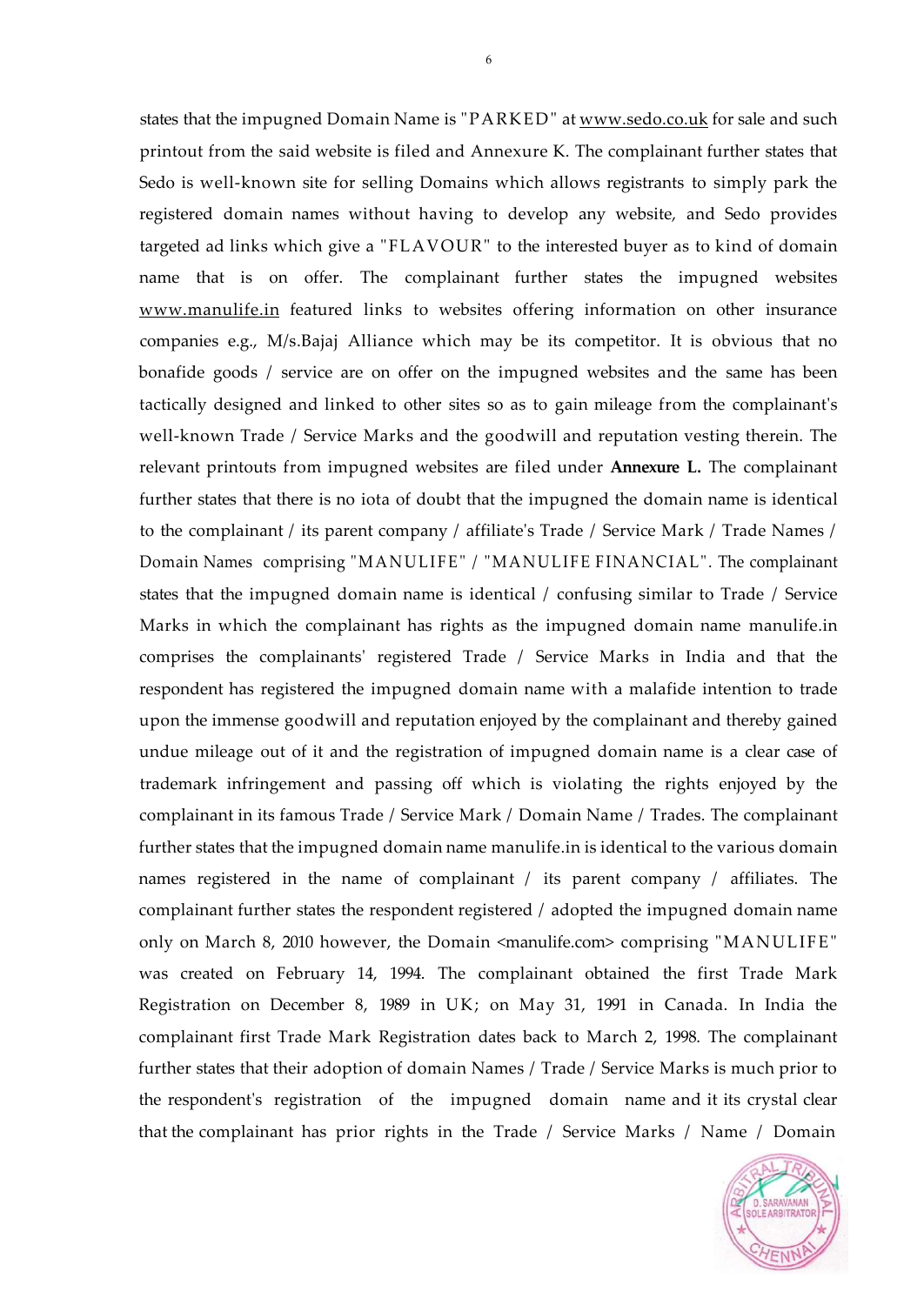states that the impugned Domain Name is "PARKED" at www.sedo.co.uk for sale and such printout from the said website is filed and Annexure K. The complainant further states that Sedo is well-known site for selling Domains which allows registrants to simply park the registered domain names without having to develop any website, and Sedo provides targeted ad links which give a "FLAVOUR" to the interested buyer as to kind of domain name that is on offer. The complainant further states the impugned websites www.manulife.in featured links to websites offering information on other insurance companies e.g., M/s.Bajaj Alliance which may be its competitor. It is obvious that no bonafide goods / service are on offer on the impugned websites and the same has been tactically designed and linked to other sites so as to gain mileage from the complainant's well-known Trade / Service Marks and the goodwill and reputation vesting therein. The relevant printouts from impugned websites are filed under **Annexure L.** The complainant further states that there is no iota of doubt that the impugned the domain name is identical to the complainant / its parent company / affiliate's Trade / Service Mark / Trade Names / Domain Names comprising "MANULIFE" / "MANULIFE FINANCIAL". The complainant states that the impugned domain name is identical / confusing similar to Trade / Service Marks in which the complainant has rights as the impugned domain name manulife.in comprises the complainants' registered Trade / Service Marks in India and that the respondent has registered the impugned domain name with a malafide intention to trade upon the immense goodwill and reputation enjoyed by the complainant and thereby gained undue mileage out of it and the registration of impugned domain name is a clear case of trademark infringement and passing off which is violating the rights enjoyed by the complainant in its famous Trade / Service Mark / Domain Name / Trades. The complainant further states that the impugned domain name manulife.in is identical to the various domain names registered in the name of complainant / its parent company / affiliates. The complainant further states the respondent registered / adopted the impugned domain name only on March 8, 2010 however, the Domain <manulife.com> comprising "MANULIFE" was created on February 14, 1994. The complainant obtained the first Trade Mark Registration on December 8, 1989 in UK; on May 31, 1991 in Canada. In India the complainant first Trade Mark Registration dates back to March 2, 1998. The complainant further states that their adoption of domain Names / Trade / Service Marks is much prior to the respondent's registration of the impugned domain name and it its crystal clear that the complainant has prior rights in the Trade / Service Marks / Name / Domain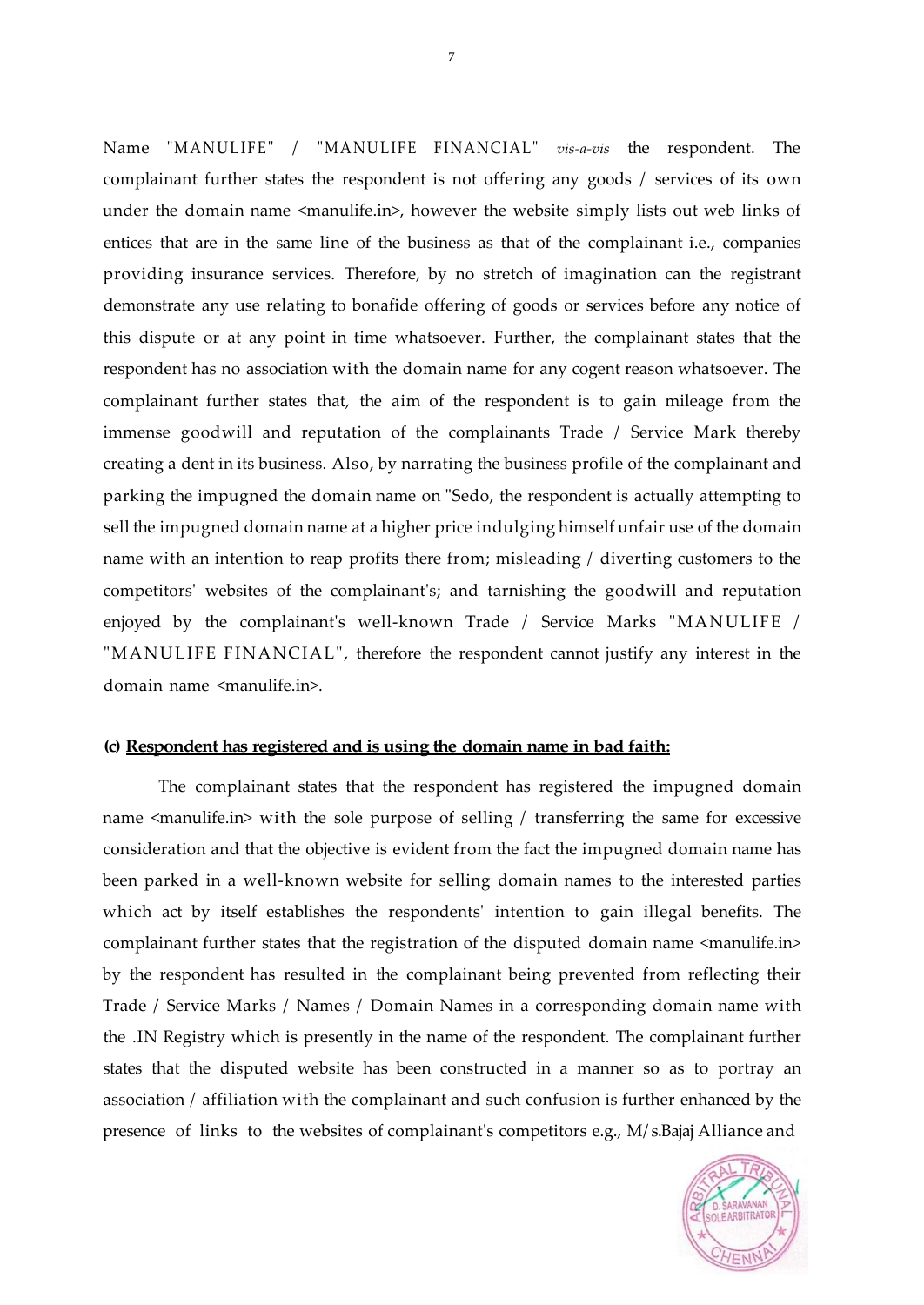Name "MANULIFE" / "MANULIFE FINANCIAL" *vis-a-vis* the respondent. The complainant further states the respondent is not offering any goods / services of its own under the domain name <manulife.in>, however the website simply lists out web links of entices that are in the same line of the business as that of the complainant i.e., companies providing insurance services. Therefore, by no stretch of imagination can the registrant demonstrate any use relating to bonafide offering of goods or services before any notice of this dispute or at any point in time whatsoever. Further, the complainant states that the respondent has no association with the domain name for any cogent reason whatsoever. The complainant further states that, the aim of the respondent is to gain mileage from the immense goodwill and reputation of the complainants Trade / Service Mark thereby creating a dent in its business. Also, by narrating the business profile of the complainant and parking the impugned the domain name on "Sedo, the respondent is actually attempting to sell the impugned domain name at a higher price indulging himself unfair use of the domain name with an intention to reap profits there from; misleading / diverting customers to the competitors' websites of the complainant's; and tarnishing the goodwill and reputation enjoyed by the complainant's well-known Trade / Service Marks "MANULIFE / "MANULIFE FINANCIAL", therefore the respondent cannot justify any interest in the domain name <manulife.in>.

**(c) <u>Respondent has registered and is using the domain name in bad faith:</u>**

The complainant states that the respondent has registered the impugned domain name <manulife.in> with the sole purpose of selling / transferring the same for excessive consideration and that the objective is evident from the fact the impugned domain name has been parked in a well-known website for selling domain names to the interested parties which act by itself establishes the respondents' intention to gain illegal benefits. The complainant further states that the registration of the disputed domain name <manulife.in> by the respondent has resulted in the complainant being prevented from reflecting their Trade / Service Marks / Names / Domain Names in a corresponding domain name with the .IN Registry which is presently in the name of the respondent. The complainant further states that the disputed website has been constructed in a manner so as to portray an association / affiliation with the complainant and such confusion is further enhanced by the presence of links to the websites of complainant's competitors e.g., M/s.Bajaj Alliance and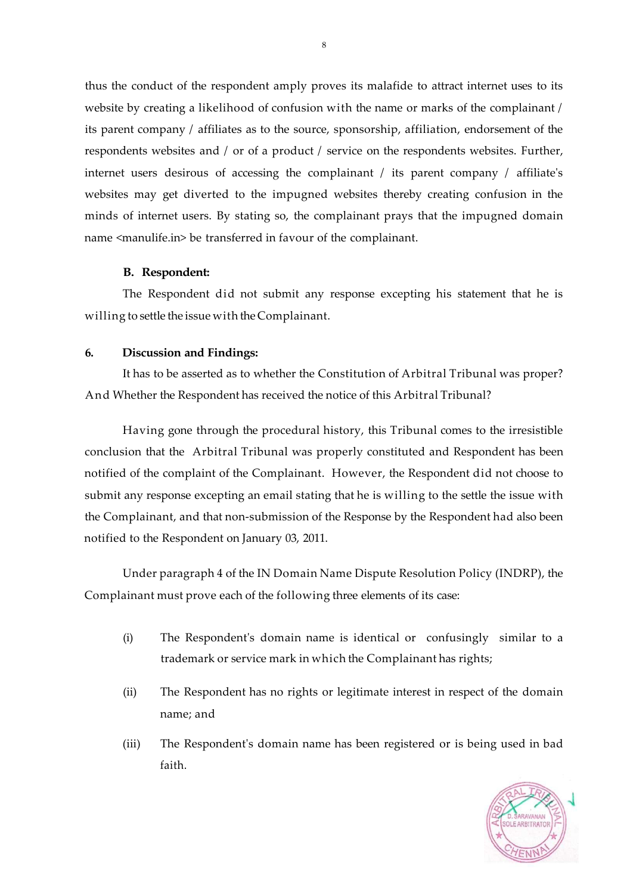thus the conduct of the respondent amply proves its malafide to attract internet uses to its website by creating a likelihood of confusion with the name or marks of the complainant / its parent company / affiliates as to the source, sponsorship, affiliation, endorsement of the respondents websites and / or of a product / service on the respondents websites. Further, internet users desirous of accessing the complainant / its parent company / affiliate's websites may get diverted to the impugned websites thereby creating confusion in the minds of internet users. By stating so, the complainant prays that the impugned domain name <manulife.in> be transferred in favour of the complainant.

**B. Respondent:**

The Respondent did not submit any response excepting his statement that he is willing to settle the issue with the Complainant.

**6. Discussion and Findings:**

It has to be asserted as to whether the Constitution of Arbitral Tribunal was proper? And Whether the Respondent has received the notice of this Arbitral Tribunal?

Having gone through the procedural history, this Tribunal comes to the irresistible conclusion that the Arbitral Tribunal was properly constituted and Respondent has been notified of the complaint of the Complainant. However, the Respondent did not choose to submit any response excepting an email stating that he is willing to the settle the issue with the Complainant, and that non-submission of the Response by the Respondent had also been notified to the Respondent on January 03, 2011.

Under paragraph 4 of the IN Domain Name Dispute Resolution Policy (INDRP), the Complainant must prove each of the following three elements of its case:

(i) The Respondent's domain name is identical or confusingly similar to a trademark or service mark in which the Complainant has rights;

(ii) The Respondent has no rights or legitimate interest in respect of the domain name; and

(iii) The Respondent's domain name has been registered or is being used in bad faith.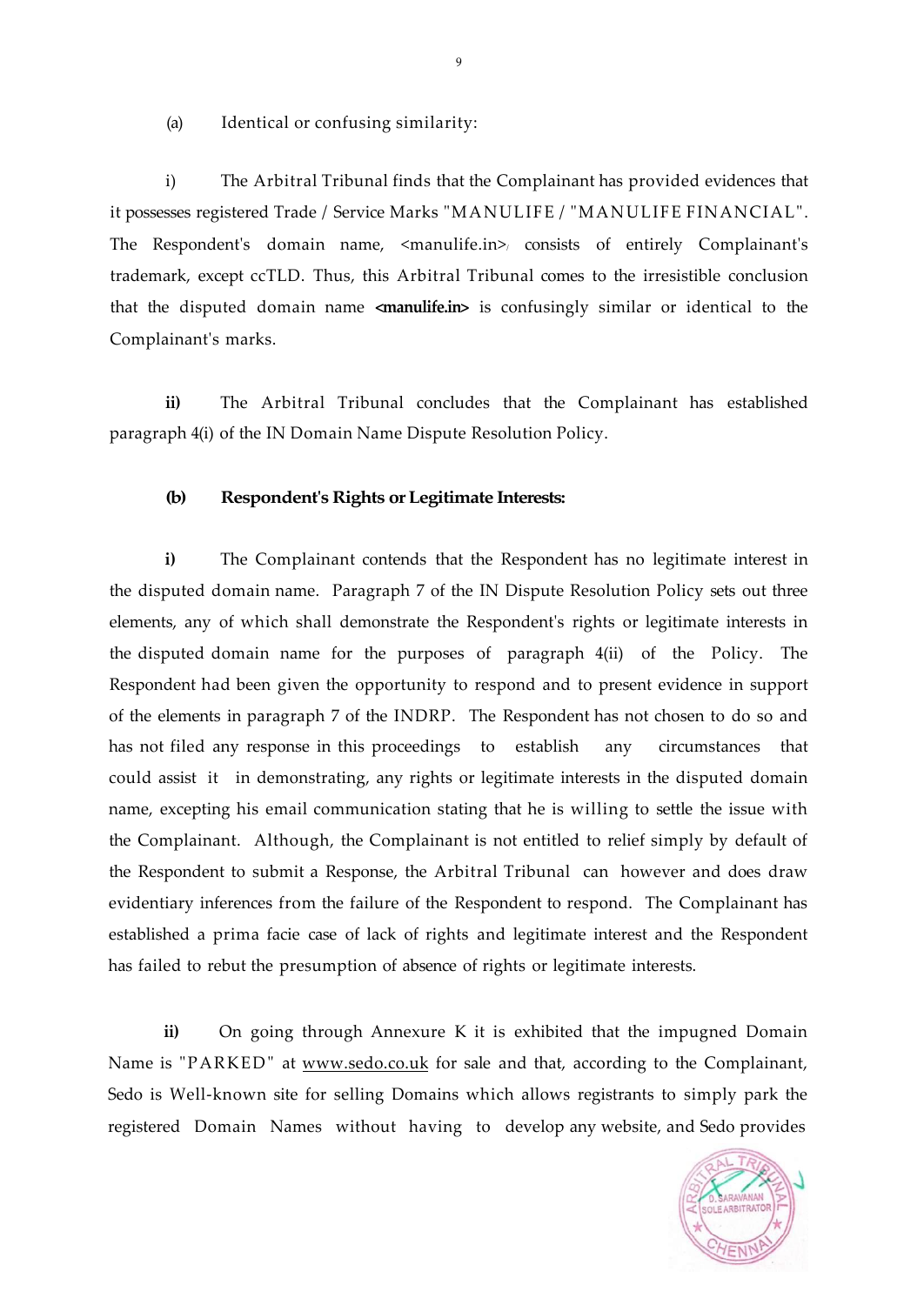(a) Identical or confusing similarity:

i) The Arbitral Tribunal finds that the Complainant has provided evidences that it possesses registered Trade / Service Marks "MANULIFE / "MANULIFE FINANCIAL". The Respondent's domain name, <manulife.in>, consists of entirely Complainant's trademark, except ccTLD. Thus, this Arbitral Tribunal comes to the irresistible conclusion that the disputed domain name **<manulife.in>** is confusingly similar or identical to the Complainant's marks.

**ii)** The Arbitral Tribunal concludes that the Complainant has established paragraph 4(i) of the IN Domain Name Dispute Resolution Policy.

**(b) Respondent's Rights or Legitimate Interests:**

**i)** The Complainant contends that the Respondent has no legitimate interest in the disputed domain name. Paragraph 7 of the IN Dispute Resolution Policy sets out three elements, any of which shall demonstrate the Respondent's rights or legitimate interests in the disputed domain name for the purposes of paragraph 4(ii) of the Policy. The Respondent had been given the opportunity to respond and to present evidence in support of the elements in paragraph 7 of the INDRP. The Respondent has not chosen to do so and has not filed any response in this proceedings to establish any circumstances that could assist it in demonstrating, any rights or legitimate interests in the disputed domain name, excepting his email communication stating that he is willing to settle the issue with the Complainant. Although, the Complainant is not entitled to relief simply by default of the Respondent to submit a Response, the Arbitral Tribunal can however and does draw evidentiary inferences from the failure of the Respondent to respond. The Complainant has established a prima facie case of lack of rights and legitimate interest and the Respondent has failed to rebut the presumption of absence of rights or legitimate interests.

**ii)** On going through Annexure K it is exhibited that the impugned Domain Name is "PARKED" at www.sedo.co.uk for sale and that, according to the Complainant, Sedo is Well-known site for selling Domains which allows registrants to simply park the registered Domain Names without having to develop any website, and Sedo provides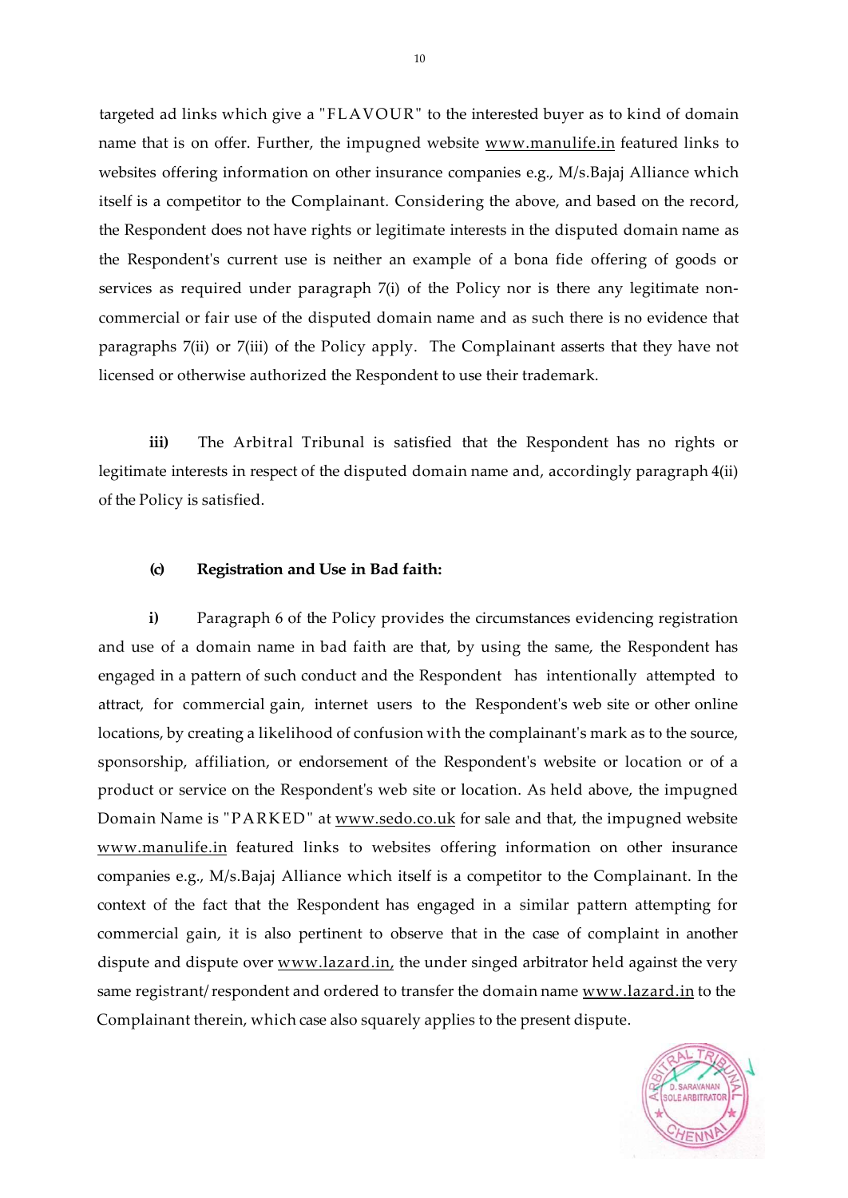targeted ad links which give a "FLAVOUR" to the interested buyer as to kind of domain name that is on offer. Further, the impugned website www.manulife.in featured links to websites offering information on other insurance companies e.g., M/s.Bajaj Alliance which itself is a competitor to the Complainant. Considering the above, and based on the record, the Respondent does not have rights or legitimate interests in the disputed domain name as the Respondent's current use is neither an example of a bona fide offering of goods or services as required under paragraph 7(i) of the Policy nor is there any legitimate non-commercial or fair use of the disputed domain name and as such there is no evidence that paragraphs 7(ii) or 7(iii) of the Policy apply. The Complainant asserts that they have not licensed or otherwise authorized the Respondent to use their trademark.

**iii)** The Arbitral Tribunal is satisfied that the Respondent has no rights or legitimate interests in respect of the disputed domain name and, accordingly paragraph 4(ii) of the Policy is satisfied.

**(c) Registration and Use in Bad faith:**

**i)** Paragraph 6 of the Policy provides the circumstances evidencing registration and use of a domain name in bad faith are that, by using the same, the Respondent has engaged in a pattern of such conduct and the Respondent has intentionally attempted to attract, for commercial gain, internet users to the Respondent's web site or other online locations, by creating a likelihood of confusion with the complainant's mark as to the source, sponsorship, affiliation, or endorsement of the Respondent's website or location or of a product or service on the Respondent's web site or location. As held above, the impugned Domain Name is "PARKED" at www.sedo.co.uk for sale and that, the impugned website www.manulife.in featured links to websites offering information on other insurance companies e.g., M/s.Bajaj Alliance which itself is a competitor to the Complainant. In the context of the fact that the Respondent has engaged in a similar pattern attempting for commercial gain, it is also pertinent to observe that in the case of complaint in another dispute and dispute over www.lazard.in, the under singed arbitrator held against the very same registrant/respondent and ordered to transfer the domain name www.lazard.in to the Complainant therein, which case also squarely applies to the present dispute.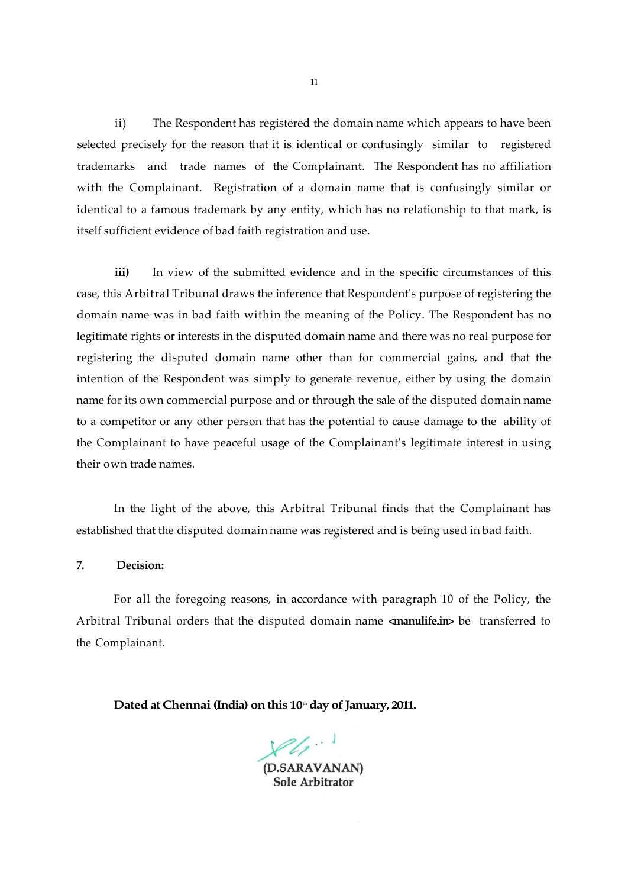ii) The Respondent has registered the domain name which appears to have been selected precisely for the reason that it is identical or confusingly similar to registered trademarks and trade names of the Complainant. The Respondent has no affiliation with the Complainant. Registration of a domain name that is confusingly similar or identical to a famous trademark by any entity, which has no relationship to that mark, is itself sufficient evidence of bad faith registration and use.

**iii)** In view of the submitted evidence and in the specific circumstances of this case, this Arbitral Tribunal draws the inference that Respondent's purpose of registering the domain name was in bad faith within the meaning of the Policy. The Respondent has no legitimate rights or interests in the disputed domain name and there was no real purpose for registering the disputed domain name other than for commercial gains, and that the intention of the Respondent was simply to generate revenue, either by using the domain name for its own commercial purpose and or through the sale of the disputed domain name to a competitor or any other person that has the potential to cause damage to the ability of the Complainant to have peaceful usage of the Complainant's legitimate interest in using their own trade names.

In the light of the above, this Arbitral Tribunal finds that the Complainant has established that the disputed domain name was registered and is being used in bad faith.

**7. Decision:**

For all the foregoing reasons, in accordance with paragraph 10 of the Policy, the Arbitral Tribunal orders that the disputed domain name **<manulife.in>** be transferred to the Complainant.

**Dated at Chennai (India) on this 10th day of January, 2011.**

(D.SARAVANAN)
Sole Arbitrator